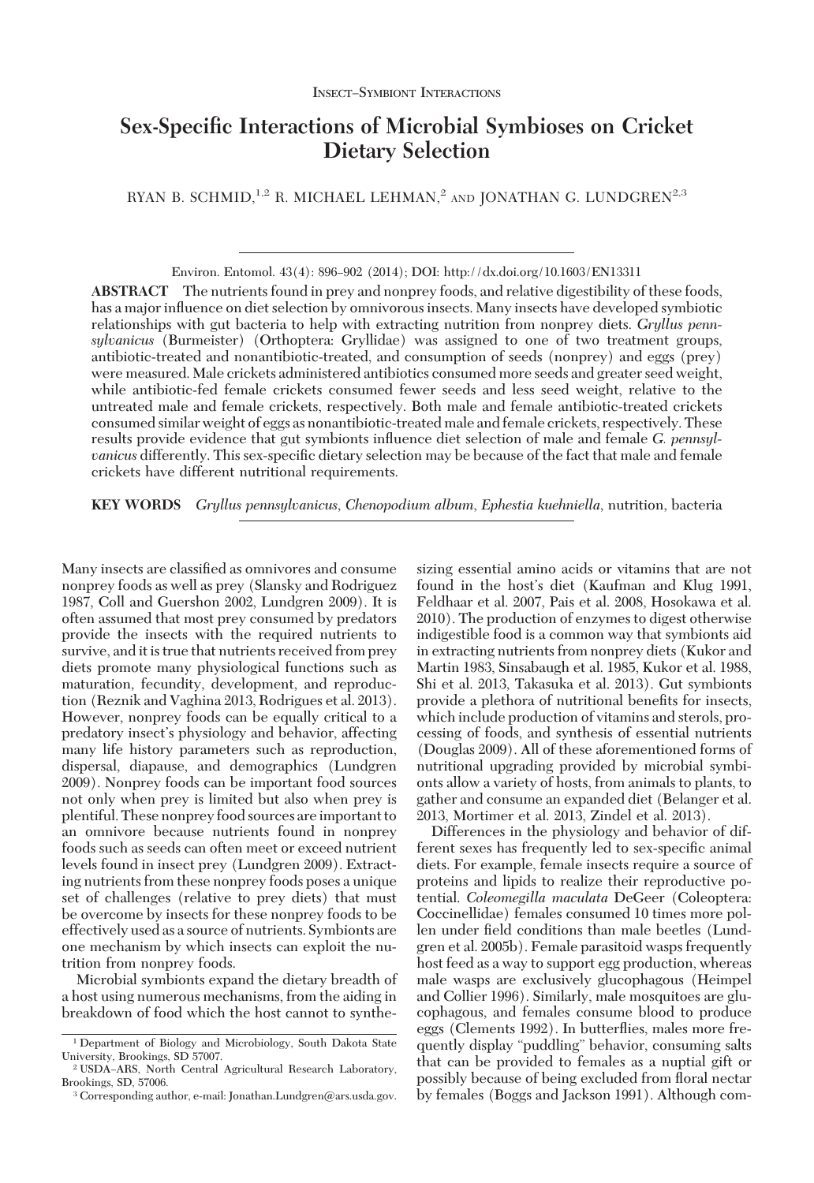Insect–Symbiont Interactions

# Sex-Specific Interactions of Microbial Symbioses on Cricket Dietary Selection

RYAN B. SCHMID,[1,2] R. MICHAEL LEHMAN,[2] AND JONATHAN G. LUNDGREN[2,3]

Environ. Entomol. 43(4): 896–902 (2014); DOI: http://dx.doi.org/10.1603/EN13311

**ABSTRACT** The nutrients found in prey and nonprey foods, and relative digestibility of these foods, has a major influence on diet selection by omnivorous insects. Many insects have developed symbiotic relationships with gut bacteria to help with extracting nutrition from nonprey diets. *Gryllus pennsylvanicus* (Burmeister) (Orthoptera: Gryllidae) was assigned to one of two treatment groups, antibiotic-treated and nonantibiotic-treated, and consumption of seeds (nonprey) and eggs (prey) were measured. Male crickets administered antibiotics consumed more seeds and greater seed weight, while antibiotic-fed female crickets consumed fewer seeds and less seed weight, relative to the untreated male and female crickets, respectively. Both male and female antibiotic-treated crickets consumed similar weight of eggs as nonantibiotic-treated male and female crickets, respectively. These results provide evidence that gut symbionts influence diet selection of male and female *G. pennsylvanicus* differently. This sex-specific dietary selection may be because of the fact that male and female crickets have different nutritional requirements.

**KEY WORDS** *Gryllus pennsylvanicus*, *Chenopodium album*, *Ephestia kuehniella*, nutrition, bacteria

Many insects are classified as omnivores and consume nonprey foods as well as prey (Slansky and Rodriguez 1987, Coll and Guershon 2002, Lundgren 2009). It is often assumed that most prey consumed by predators provide the insects with the required nutrients to survive, and it is true that nutrients received from prey diets promote many physiological functions such as maturation, fecundity, development, and reproduction (Reznik and Vaghina 2013, Rodrigues et al. 2013). However, nonprey foods can be equally critical to a predatory insect's physiology and behavior, affecting many life history parameters such as reproduction, dispersal, diapause, and demographics (Lundgren 2009). Nonprey foods can be important food sources not only when prey is limited but also when prey is plentiful. These nonprey food sources are important to an omnivore because nutrients found in nonprey foods such as seeds can often meet or exceed nutrient levels found in insect prey (Lundgren 2009). Extracting nutrients from these nonprey foods poses a unique set of challenges (relative to prey diets) that must be overcome by insects for these nonprey foods to be effectively used as a source of nutrients. Symbionts are one mechanism by which insects can exploit the nutrition from nonprey foods.

Microbial symbionts expand the dietary breadth of a host using numerous mechanisms, from the aiding in breakdown of food which the host cannot to synthesizing essential amino acids or vitamins that are not found in the host's diet (Kaufman and Klug 1991, Feldhaar et al. 2007, Pais et al. 2008, Hosokawa et al. 2010). The production of enzymes to digest otherwise indigestible food is a common way that symbionts aid in extracting nutrients from nonprey diets (Kukor and Martin 1983, Sinsabaugh et al. 1985, Kukor et al. 1988, Shi et al. 2013, Takasuka et al. 2013). Gut symbionts provide a plethora of nutritional benefits for insects, which include production of vitamins and sterols, processing of foods, and synthesis of essential nutrients (Douglas 2009). All of these aforementioned forms of nutritional upgrading provided by microbial symbionts allow a variety of hosts, from animals to plants, to gather and consume an expanded diet (Belanger et al. 2013, Mortimer et al. 2013, Zindel et al. 2013).

Differences in the physiology and behavior of different sexes has frequently led to sex-specific animal diets. For example, female insects require a source of proteins and lipids to realize their reproductive potential. *Coleomegilla maculata* DeGeer (Coleoptera: Coccinellidae) females consumed 10 times more pollen under field conditions than male beetles (Lundgren et al. 2005b). Female parasitoid wasps frequently host feed as a way to support egg production, whereas male wasps are exclusively glucophagous (Heimpel and Collier 1996). Similarly, male mosquitoes are glucophagous, and females consume blood to produce eggs (Clements 1992). In butterflies, males more frequently display "puddling" behavior, consuming salts that can be provided to females as a nuptial gift or possibly because of being excluded from floral nectar by females (Boggs and Jackson 1991). Although com-

[1] Department of Biology and Microbiology, South Dakota State University, Brookings, SD 57007.

[2] USDA–ARS, North Central Agricultural Research Laboratory, Brookings, SD, 57006.

[3] Corresponding author, e-mail: Jonathan.Lundgren@ars.usda.gov.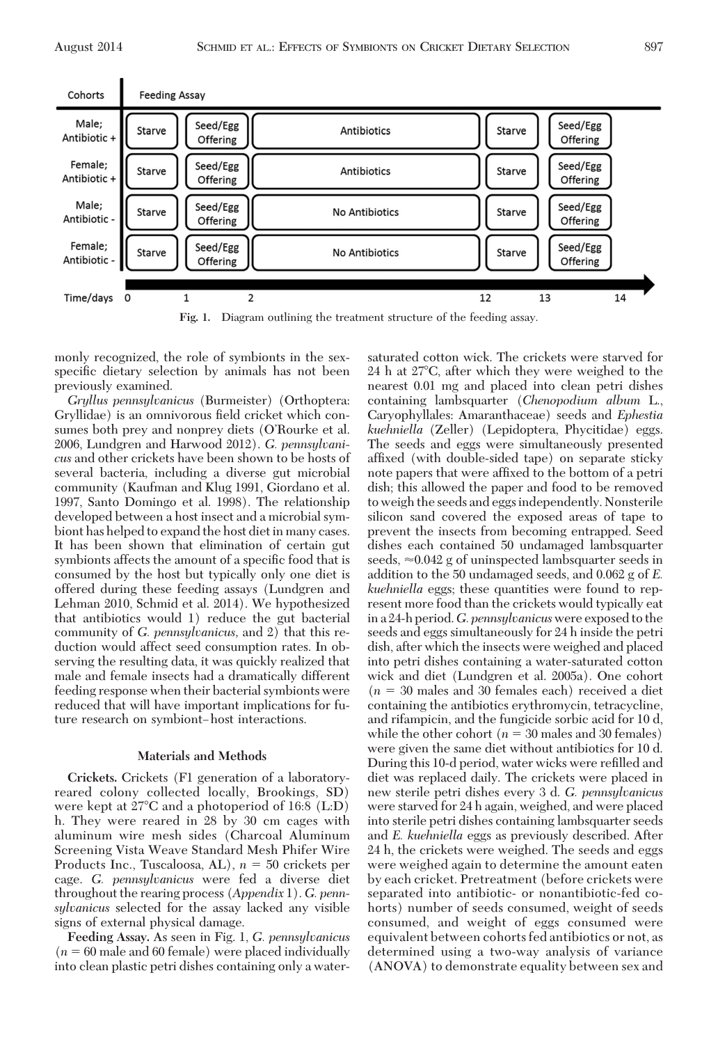| Cohorts | Feeding Assay | | | | |
|---|---|---|---|---|---|
| Male; Antibiotic + | Starve | Seed/Egg Offering | Antibiotics | Starve | Seed/Egg Offering |
| Female; Antibiotic + | Starve | Seed/Egg Offering | Antibiotics | Starve | Seed/Egg Offering |
| Male; Antibiotic - | Starve | Seed/Egg Offering | No Antibiotics | Starve | Seed/Egg Offering |
| Female; Antibiotic - | Starve | Seed/Egg Offering | No Antibiotics | Starve | Seed/Egg Offering |

Time/days: 0, 1, 2, 12, 13, 14

**Fig. 1.** Diagram outlining the treatment structure of the feeding assay.

monly recognized, the role of symbionts in the sex-specific dietary selection by animals has not been previously examined.

*Gryllus pennsylvanicus* (Burmeister) (Orthoptera: Gryllidae) is an omnivorous field cricket which consumes both prey and nonprey diets (O'Rourke et al. 2006, Lundgren and Harwood 2012). *G. pennsylvanicus* and other crickets have been shown to be hosts of several bacteria, including a diverse gut microbial community (Kaufman and Klug 1991, Giordano et al. 1997, Santo Domingo et al. 1998). The relationship developed between a host insect and a microbial symbiont has helped to expand the host diet in many cases. It has been shown that elimination of certain gut symbionts affects the amount of a specific food that is consumed by the host but typically only one diet is offered during these feeding assays (Lundgren and Lehman 2010, Schmid et al. 2014). We hypothesized that antibiotics would 1) reduce the gut bacterial community of *G. pennsylvanicus,* and 2) that this reduction would affect seed consumption rates. In observing the resulting data, it was quickly realized that male and female insects had a dramatically different feeding response when their bacterial symbionts were reduced that will have important implications for future research on symbiont–host interactions.

## Materials and Methods

**Crickets.** Crickets (F1 generation of a laboratory-reared colony collected locally, Brookings, SD) were kept at 27°C and a photoperiod of 16:8 (L:D) h. They were reared in 28 by 30 cm cages with aluminum wire mesh sides (Charcoal Aluminum Screening Vista Weave Standard Mesh Phifer Wire Products Inc., Tuscaloosa, AL), $n = 50$ crickets per cage. *G. pennsylvanicus* were fed a diverse diet throughout the rearing process (*Appendix* 1). *G. pennsylvanicus* selected for the assay lacked any visible signs of external physical damage.

**Feeding Assay.** As seen in Fig. 1, *G. pennsylvanicus* ($n = 60$ male and 60 female) were placed individually into clean plastic petri dishes containing only a water-saturated cotton wick. The crickets were starved for 24 h at 27°C, after which they were weighed to the nearest 0.01 mg and placed into clean petri dishes containing lambsquarter (*Chenopodium album* L., Caryophyllales: Amaranthaceae) seeds and *Ephestia kuehniella* (Zeller) (Lepidoptera, Phycitidae) eggs. The seeds and eggs were simultaneously presented affixed (with double-sided tape) on separate sticky note papers that were affixed to the bottom of a petri dish; this allowed the paper and food to be removed to weigh the seeds and eggs independently. Nonsterile silicon sand covered the exposed areas of tape to prevent the insects from becoming entrapped. Seed dishes each contained 50 undamaged lambsquarter seeds, ≈0.042 g of uninspected lambsquarter seeds in addition to the 50 undamaged seeds, and 0.062 g of *E. kuehniella* eggs; these quantities were found to represent more food than the crickets would typically eat in a 24-h period. *G. pennsylvanicus* were exposed to the seeds and eggs simultaneously for 24 h inside the petri dish, after which the insects were weighed and placed into petri dishes containing a water-saturated cotton wick and diet (Lundgren et al. 2005a). One cohort ($n = 30$ males and 30 females each) received a diet containing the antibiotics erythromycin, tetracycline, and rifampicin, and the fungicide sorbic acid for 10 d, while the other cohort ($n = 30$ males and 30 females) were given the same diet without antibiotics for 10 d. During this 10-d period, water wicks were refilled and diet was replaced daily. The crickets were placed in new sterile petri dishes every 3 d. *G. pennsylvanicus* were starved for 24 h again, weighed, and were placed into sterile petri dishes containing lambsquarter seeds and *E. kuehniella* eggs as previously described. After 24 h, the crickets were weighed. The seeds and eggs were weighed again to determine the amount eaten by each cricket. Pretreatment (before crickets were separated into antibiotic- or nonantibiotic-fed cohorts) number of seeds consumed, weight of seeds consumed, and weight of eggs consumed were equivalent between cohorts fed antibiotics or not, as determined using a two-way analysis of variance (ANOVA) to demonstrate equality between sex and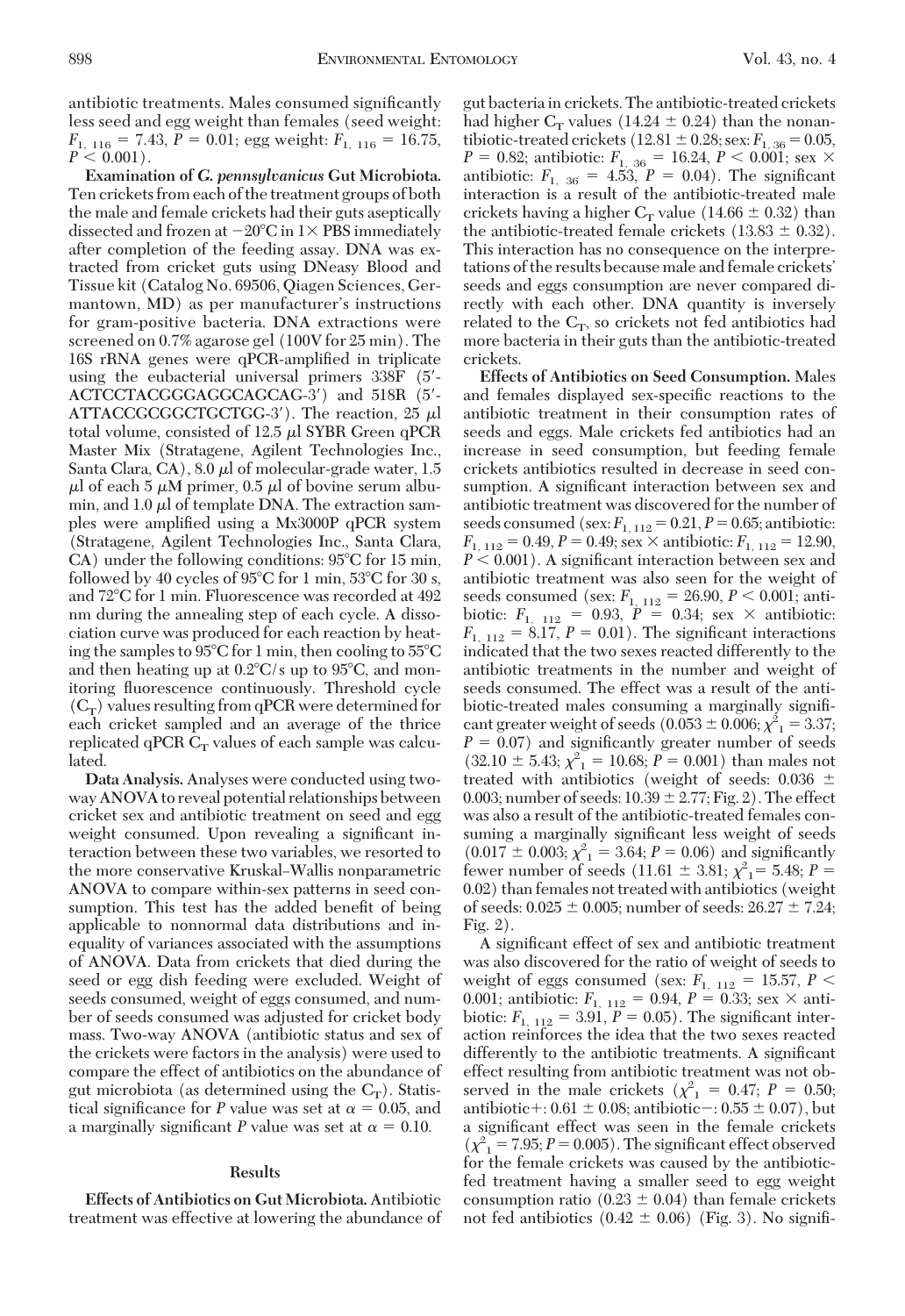antibiotic treatments. Males consumed significantly less seed and egg weight than females (seed weight: $F_{1,\ 116} = 7.43$, $P = 0.01$; egg weight: $F_{1,\ 116} = 16.75$, $P < 0.001$).

**Examination of *G. pennsylvanicus* Gut Microbiota.** Ten crickets from each of the treatment groups of both the male and female crickets had their guts aseptically dissected and frozen at −20°C in 1× PBS immediately after completion of the feeding assay. DNA was extracted from cricket guts using DNeasy Blood and Tissue kit (Catalog No. 69506, Qiagen Sciences, Germantown, MD) as per manufacturer's instructions for gram-positive bacteria. DNA extractions were screened on 0.7% agarose gel (100V for 25 min). The 16S rRNA genes were qPCR-amplified in triplicate using the eubacterial universal primers 338F (5′-ACTCCTACGGGAGGCAGCAG-3′) and 518R (5′-ATTACCGCGGCTGCTGG-3′). The reaction, 25 $\mu$l total volume, consisted of 12.5 $\mu$l SYBR Green qPCR Master Mix (Stratagene, Agilent Technologies Inc., Santa Clara, CA), 8.0 $\mu$l of molecular-grade water, 1.5 $\mu$l of each 5 $\mu$M primer, 0.5 $\mu$l of bovine serum albumin, and 1.0 $\mu$l of template DNA. The extraction samples were amplified using a Mx3000P qPCR system (Stratagene, Agilent Technologies Inc., Santa Clara, CA) under the following conditions: 95°C for 15 min, followed by 40 cycles of 95°C for 1 min, 53°C for 30 s, and 72°C for 1 min. Fluorescence was recorded at 492 nm during the annealing step of each cycle. A dissociation curve was produced for each reaction by heating the samples to 95°C for 1 min, then cooling to 55°C and then heating up at 0.2°C/s up to 95°C, and monitoring fluorescence continuously. Threshold cycle ($C_T$) values resulting from qPCR were determined for each cricket sampled and an average of the thrice replicated qPCR $C_T$ values of each sample was calculated.

**Data Analysis.** Analyses were conducted using two-way ANOVA to reveal potential relationships between cricket sex and antibiotic treatment on seed and egg weight consumed. Upon revealing a significant interaction between these two variables, we resorted to the more conservative Kruskal–Wallis nonparametric ANOVA to compare within-sex patterns in seed consumption. This test has the added benefit of being applicable to nonnormal data distributions and inequality of variances associated with the assumptions of ANOVA. Data from crickets that died during the seed or egg dish feeding were excluded. Weight of seeds consumed, weight of eggs consumed, and number of seeds consumed was adjusted for cricket body mass. Two-way ANOVA (antibiotic status and sex of the crickets were factors in the analysis) were used to compare the effect of antibiotics on the abundance of gut microbiota (as determined using the $C_T$). Statistical significance for $P$ value was set at $\alpha = 0.05$, and a marginally significant $P$ value was set at $\alpha = 0.10$.

## Results

**Effects of Antibiotics on Gut Microbiota.** Antibiotic treatment was effective at lowering the abundance of gut bacteria in crickets. The antibiotic-treated crickets had higher $C_T$ values (14.24 ± 0.24) than the nonantibiotic-treated crickets (12.81 ± 0.28; sex: $F_{1,\ 36} = 0.05$, $P = 0.82$; antibiotic: $F_{1,\ 36} = 16.24$, $P < 0.001$; sex × antibiotic: $F_{1,\ 36} = 4.53$, $P = 0.04$). The significant interaction is a result of the antibiotic-treated male crickets having a higher $C_T$ value (14.66 ± 0.32) than the antibiotic-treated female crickets (13.83 ± 0.32). This interaction has no consequence on the interpretations of the results because male and female crickets' seeds and eggs consumption are never compared directly with each other. DNA quantity is inversely related to the $C_T$, so crickets not fed antibiotics had more bacteria in their guts than the antibiotic-treated crickets.

**Effects of Antibiotics on Seed Consumption.** Males and females displayed sex-specific reactions to the antibiotic treatment in their consumption rates of seeds and eggs. Male crickets fed antibiotics had an increase in seed consumption, but feeding female crickets antibiotics resulted in decrease in seed consumption. A significant interaction between sex and antibiotic treatment was discovered for the number of seeds consumed (sex: $F_{1,\ 112} = 0.21$, $P = 0.65$; antibiotic: $F_{1,\ 112} = 0.49$, $P = 0.49$; sex × antibiotic: $F_{1,\ 112} = 12.90$, $P < 0.001$). A significant interaction between sex and antibiotic treatment was also seen for the weight of seeds consumed (sex: $F_{1,\ 112} = 26.90$, $P < 0.001$; antibiotic: $F_{1,\ 112} = 0.93$, $P = 0.34$; sex × antibiotic: $F_{1,\ 112} = 8.17$, $P = 0.01$). The significant interactions indicated that the two sexes reacted differently to the antibiotic treatments in the number and weight of seeds consumed. The effect was a result of the antibiotic-treated males consuming a marginally significant greater weight of seeds (0.053 ± 0.006; $\chi^2_1 = 3.37$; $P = 0.07$) and significantly greater number of seeds (32.10 ± 5.43; $\chi^2_1 = 10.68$; $P = 0.001$) than males not treated with antibiotics (weight of seeds: 0.036 ± 0.003; number of seeds: 10.39 ± 2.77; Fig. 2). The effect was also a result of the antibiotic-treated females consuming a marginally significant less weight of seeds (0.017 ± 0.003; $\chi^2_1 = 3.64$; $P = 0.06$) and significantly fewer number of seeds (11.61 ± 3.81; $\chi^2_1 = 5.48$; $P = 0.02$) than females not treated with antibiotics (weight of seeds: 0.025 ± 0.005; number of seeds: 26.27 ± 7.24; Fig. 2).

A significant effect of sex and antibiotic treatment was also discovered for the ratio of weight of seeds to weight of eggs consumed (sex: $F_{1,\ 112} = 15.57$, $P < 0.001$; antibiotic: $F_{1,\ 112} = 0.94$, $P = 0.33$; sex × antibiotic: $F_{1,\ 112} = 3.91$, $P = 0.05$). The significant interaction reinforces the idea that the two sexes reacted differently to the antibiotic treatments. A significant effect resulting from antibiotic treatment was not observed in the male crickets ($\chi^2_1 = 0.47$; $P = 0.50$; antibiotic+: 0.61 ± 0.08; antibiotic−: 0.55 ± 0.07), but a significant effect was seen in the female crickets ($\chi^2_1 = 7.95$; $P = 0.005$). The significant effect observed for the female crickets was caused by the antibiotic-fed treatment having a smaller seed to egg weight consumption ratio (0.23 ± 0.04) than female crickets not fed antibiotics (0.42 ± 0.06) (Fig. 3). No signifi-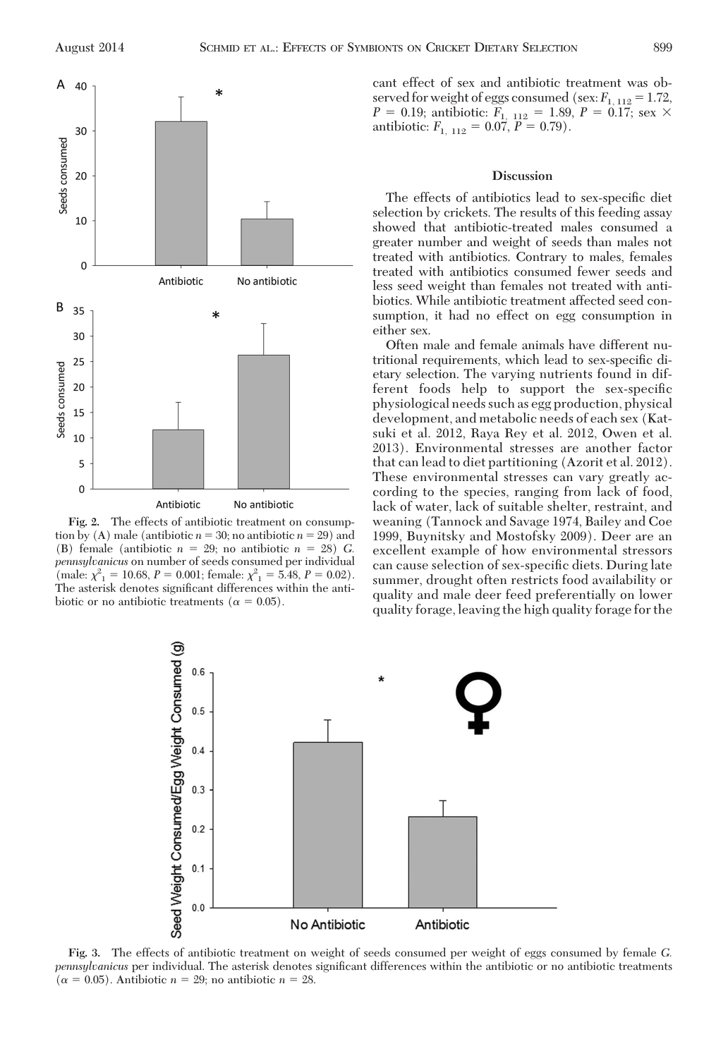Fig. 2. The effects of antibiotic treatment on consumption by (A) male (antibiotic $n = 30$; no antibiotic $n = 29$) and (B) female (antibiotic $n = 29$; no antibiotic $n = 28$) *G. pennsylvanicus* on number of seeds consumed per individual (male: $\chi^2_1 = 10.68$, $P = 0.001$; female: $\chi^2_1 = 5.48$, $P = 0.02$). The asterisk denotes significant differences within the antibiotic or no antibiotic treatments ($\alpha = 0.05$).

cant effect of sex and antibiotic treatment was observed for weight of eggs consumed (sex: $F_{1, 112} = 1.72$, $P = 0.19$; antibiotic: $F_{1, 112} = 1.89$, $P = 0.17$; sex × antibiotic: $F_{1, 112} = 0.07$, $P = 0.79$).

## Discussion

The effects of antibiotics lead to sex-specific diet selection by crickets. The results of this feeding assay showed that antibiotic-treated males consumed a greater number and weight of seeds than males not treated with antibiotics. Contrary to males, females treated with antibiotics consumed fewer seeds and less seed weight than females not treated with antibiotics. While antibiotic treatment affected seed consumption, it had no effect on egg consumption in either sex.

Often male and female animals have different nutritional requirements, which lead to sex-specific dietary selection. The varying nutrients found in different foods help to support the sex-specific physiological needs such as egg production, physical development, and metabolic needs of each sex (Katsuki et al. 2012, Raya Rey et al. 2012, Owen et al. 2013). Environmental stresses are another factor that can lead to diet partitioning (Azorit et al. 2012). These environmental stresses can vary greatly according to the species, ranging from lack of food, lack of water, lack of suitable shelter, restraint, and weaning (Tannock and Savage 1974, Bailey and Coe 1999, Buynitsky and Mostofsky 2009). Deer are an excellent example of how environmental stressors can cause selection of sex-specific diets. During late summer, drought often restricts food availability or quality and male deer feed preferentially on lower quality forage, leaving the high quality forage for the

Fig. 3. The effects of antibiotic treatment on weight of seeds consumed per weight of eggs consumed by female *G. pennsylvanicus* per individual. The asterisk denotes significant differences within the antibiotic or no antibiotic treatments ($\alpha = 0.05$). Antibiotic $n = 29$; no antibiotic $n = 28$.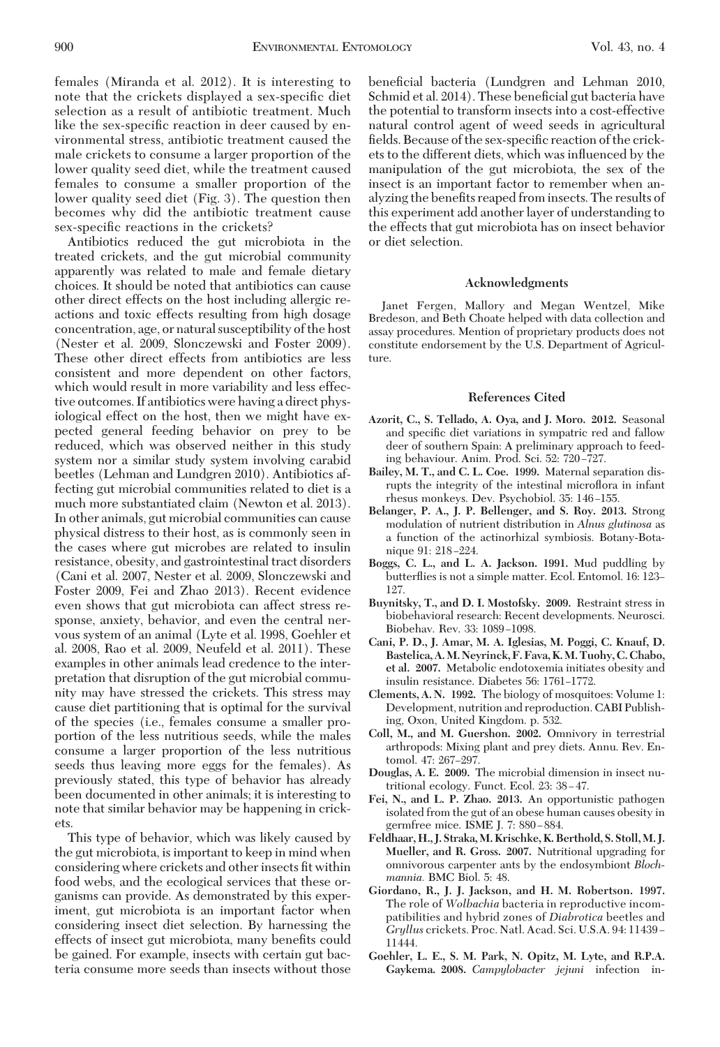females (Miranda et al. 2012). It is interesting to note that the crickets displayed a sex-specific diet selection as a result of antibiotic treatment. Much like the sex-specific reaction in deer caused by environmental stress, antibiotic treatment caused the male crickets to consume a larger proportion of the lower quality seed diet, while the treatment caused females to consume a smaller proportion of the lower quality seed diet (Fig. 3). The question then becomes why did the antibiotic treatment cause sex-specific reactions in the crickets?

Antibiotics reduced the gut microbiota in the treated crickets, and the gut microbial community apparently was related to male and female dietary choices. It should be noted that antibiotics can cause other direct effects on the host including allergic reactions and toxic effects resulting from high dosage concentration, age, or natural susceptibility of the host (Nester et al. 2009, Slonczewski and Foster 2009). These other direct effects from antibiotics are less consistent and more dependent on other factors, which would result in more variability and less effective outcomes. If antibiotics were having a direct physiological effect on the host, then we might have expected general feeding behavior on prey to be reduced, which was observed neither in this study system nor a similar study system involving carabid beetles (Lehman and Lundgren 2010). Antibiotics affecting gut microbial communities related to diet is a much more substantiated claim (Newton et al. 2013). In other animals, gut microbial communities can cause physical distress to their host, as is commonly seen in the cases where gut microbes are related to insulin resistance, obesity, and gastrointestinal tract disorders (Cani et al. 2007, Nester et al. 2009, Slonczewski and Foster 2009, Fei and Zhao 2013). Recent evidence even shows that gut microbiota can affect stress response, anxiety, behavior, and even the central nervous system of an animal (Lyte et al. 1998, Goehler et al. 2008, Rao et al. 2009, Neufeld et al. 2011). These examples in other animals lead credence to the interpretation that disruption of the gut microbial community may have stressed the crickets. This stress may cause diet partitioning that is optimal for the survival of the species (i.e., females consume a smaller proportion of the less nutritious seeds, while the males consume a larger proportion of the less nutritious seeds thus leaving more eggs for the females). As previously stated, this type of behavior has already been documented in other animals; it is interesting to note that similar behavior may be happening in crickets.

This type of behavior, which was likely caused by the gut microbiota, is important to keep in mind when considering where crickets and other insects fit within food webs, and the ecological services that these organisms can provide. As demonstrated by this experiment, gut microbiota is an important factor when considering insect diet selection. By harnessing the effects of insect gut microbiota, many benefits could be gained. For example, insects with certain gut bacteria consume more seeds than insects without those beneficial bacteria (Lundgren and Lehman 2010, Schmid et al. 2014). These beneficial gut bacteria have the potential to transform insects into a cost-effective natural control agent of weed seeds in agricultural fields. Because of the sex-specific reaction of the crickets to the different diets, which was influenced by the manipulation of the gut microbiota, the sex of the insect is an important factor to remember when analyzing the benefits reaped from insects. The results of this experiment add another layer of understanding to the effects that gut microbiota has on insect behavior or diet selection.

## Acknowledgments

Janet Fergen, Mallory and Megan Wentzel, Mike Bredeson, and Beth Choate helped with data collection and assay procedures. Mention of proprietary products does not constitute endorsement by the U.S. Department of Agriculture.

## References Cited

**Azorit, C., S. Tellado, A. Oya, and J. Moro. 2012.** Seasonal and specific diet variations in sympatric red and fallow deer of southern Spain: A preliminary approach to feeding behaviour. Anim. Prod. Sci. 52: 720–727.

**Bailey, M. T., and C. L. Coe. 1999.** Maternal separation disrupts the integrity of the intestinal microflora in infant rhesus monkeys. Dev. Psychobiol. 35: 146–155.

**Belanger, P. A., J. P. Bellenger, and S. Roy. 2013.** Strong modulation of nutrient distribution in *Alnus glutinosa* as a function of the actinorhizal symbiosis. Botany-Botanique 91: 218–224.

**Boggs, C. L., and L. A. Jackson. 1991.** Mud puddling by butterflies is not a simple matter. Ecol. Entomol. 16: 123–127.

**Buynitsky, T., and D. I. Mostofsky. 2009.** Restraint stress in biobehavioral research: Recent developments. Neurosci. Biobehav. Rev. 33: 1089–1098.

**Cani, P. D., J. Amar, M. A. Iglesias, M. Poggi, C. Knauf, D. Bastelica, A. M. Neyrinck, F. Fava, K. M. Tuohy, C. Chabo, et al. 2007.** Metabolic endotoxemia initiates obesity and insulin resistance. Diabetes 56: 1761–1772.

**Clements, A. N. 1992.** The biology of mosquitoes: Volume 1: Development, nutrition and reproduction. CABI Publishing, Oxon, United Kingdom. p. 532.

**Coll, M., and M. Guershon. 2002.** Omnivory in terrestrial arthropods: Mixing plant and prey diets. Annu. Rev. Entomol. 47: 267–297.

**Douglas, A. E. 2009.** The microbial dimension in insect nutritional ecology. Funct. Ecol. 23: 38–47.

**Fei, N., and L. P. Zhao. 2013.** An opportunistic pathogen isolated from the gut of an obese human causes obesity in germfree mice. ISME J. 7: 880–884.

**Feldhaar, H., J. Straka, M. Krischke, K. Berthold, S. Stoll, M. J. Mueller, and R. Gross. 2007.** Nutritional upgrading for omnivorous carpenter ants by the endosymbiont *Blochmannia.* BMC Biol. 5: 48.

**Giordano, R., J. J. Jackson, and H. M. Robertson. 1997.** The role of *Wolbachia* bacteria in reproductive incompatibilities and hybrid zones of *Diabrotica* beetles and *Gryllus* crickets. Proc. Natl. Acad. Sci. U.S.A. 94: 11439–11444.

**Goehler, L. E., S. M. Park, N. Opitz, M. Lyte, and R.P.A. Gaykema. 2008.** *Campylobacter jejuni* infection in-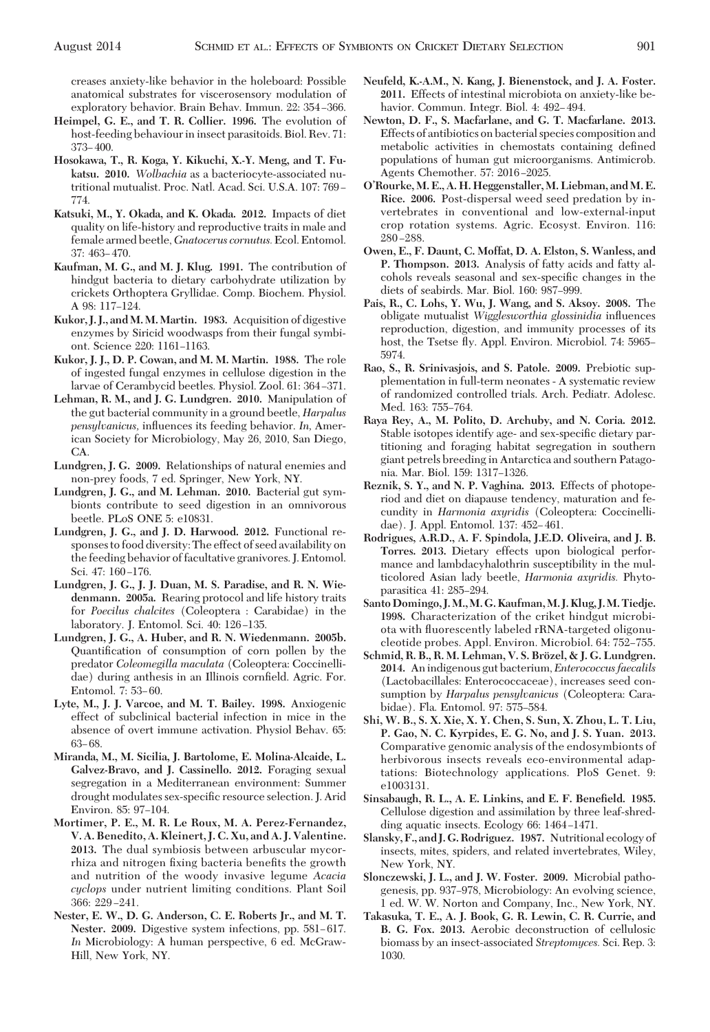creases anxiety-like behavior in the holeboard: Possible anatomical substrates for viscerosensory modulation of exploratory behavior. Brain Behav. Immun. 22: 354–366.

**Heimpel, G. E., and T. R. Collier. 1996.** The evolution of host-feeding behaviour in insect parasitoids. Biol. Rev. 71: 373–400.

**Hosokawa, T., R. Koga, Y. Kikuchi, X.-Y. Meng, and T. Fukatsu. 2010.** *Wolbachia* as a bacteriocyte-associated nutritional mutualist. Proc. Natl. Acad. Sci. U.S.A. 107: 769–774.

**Katsuki, M., Y. Okada, and K. Okada. 2012.** Impacts of diet quality on life-history and reproductive traits in male and female armed beetle, *Gnatocerus cornutus.* Ecol. Entomol. 37: 463–470.

**Kaufman, M. G., and M. J. Klug. 1991.** The contribution of hindgut bacteria to dietary carbohydrate utilization by crickets Orthoptera Gryllidae. Comp. Biochem. Physiol. A 98: 117–124.

**Kukor, J. J., and M. M. Martin. 1983.** Acquisition of digestive enzymes by Siricid woodwasps from their fungal symbiont. Science 220: 1161–1163.

**Kukor, J. J., D. P. Cowan, and M. M. Martin. 1988.** The role of ingested fungal enzymes in cellulose digestion in the larvae of Cerambycid beetles. Physiol. Zool. 61: 364–371.

**Lehman, R. M., and J. G. Lundgren. 2010.** Manipulation of the gut bacterial community in a ground beetle, *Harpalus pensylvanicus,* influences its feeding behavior. *In,* American Society for Microbiology, May 26, 2010, San Diego, CA.

**Lundgren, J. G. 2009.** Relationships of natural enemies and non-prey foods, 7 ed. Springer, New York, NY.

**Lundgren, J. G., and M. Lehman. 2010.** Bacterial gut symbionts contribute to seed digestion in an omnivorous beetle. PLoS ONE 5: e10831.

**Lundgren, J. G., and J. D. Harwood. 2012.** Functional responses to food diversity: The effect of seed availability on the feeding behavior of facultative granivores. J. Entomol. Sci. 47: 160–176.

**Lundgren, J. G., J. J. Duan, M. S. Paradise, and R. N. Wiedenmann. 2005a.** Rearing protocol and life history traits for *Poecilus chalcites* (Coleoptera : Carabidae) in the laboratory. J. Entomol. Sci. 40: 126–135.

**Lundgren, J. G., A. Huber, and R. N. Wiedenmann. 2005b.** Quantification of consumption of corn pollen by the predator *Coleomegilla maculata* (Coleoptera: Coccinellidae) during anthesis in an Illinois cornfield. Agric. For. Entomol. 7: 53–60.

**Lyte, M., J. J. Varcoe, and M. T. Bailey. 1998.** Anxiogenic effect of subclinical bacterial infection in mice in the absence of overt immune activation. Physiol Behav. 65: 63–68.

**Miranda, M., M. Sicilia, J. Bartolome, E. Molina-Alcaide, L. Galvez-Bravo, and J. Cassinello. 2012.** Foraging sexual segregation in a Mediterranean environment: Summer drought modulates sex-specific resource selection. J. Arid Environ. 85: 97–104.

**Mortimer, P. E., M. R. Le Roux, M. A. Perez-Fernandez, V. A. Benedito, A. Kleinert, J. C. Xu, and A. J. Valentine. 2013.** The dual symbiosis between arbuscular mycorrhiza and nitrogen fixing bacteria benefits the growth and nutrition of the woody invasive legume *Acacia cyclops* under nutrient limiting conditions. Plant Soil 366: 229–241.

**Nester, E. W., D. G. Anderson, C. E. Roberts Jr., and M. T. Nester. 2009.** Digestive system infections, pp. 581–617. *In* Microbiology: A human perspective, 6 ed. McGraw-Hill, New York, NY.

**Neufeld, K.-A.M., N. Kang, J. Bienenstock, and J. A. Foster. 2011.** Effects of intestinal microbiota on anxiety-like behavior. Commun. Integr. Biol. 4: 492–494.

**Newton, D. F., S. Macfarlane, and G. T. Macfarlane. 2013.** Effects of antibiotics on bacterial species composition and metabolic activities in chemostats containing defined populations of human gut microorganisms. Antimicrob. Agents Chemother. 57: 2016–2025.

**O'Rourke, M. E., A. H. Heggenstaller, M. Liebman, and M. E. Rice. 2006.** Post-dispersal weed seed predation by invertebrates in conventional and low-external-input crop rotation systems. Agric. Ecosyst. Environ. 116: 280–288.

**Owen, E., F. Daunt, C. Moffat, D. A. Elston, S. Wanless, and P. Thompson. 2013.** Analysis of fatty acids and fatty alcohols reveals seasonal and sex-specific changes in the diets of seabirds. Mar. Biol. 160: 987–999.

**Pais, R., C. Lohs, Y. Wu, J. Wang, and S. Aksoy. 2008.** The obligate mutualist *Wigglesworthia glossinidia* influences reproduction, digestion, and immunity processes of its host, the Tsetse fly. Appl. Environ. Microbiol. 74: 5965–5974.

**Rao, S., R. Srinivasjois, and S. Patole. 2009.** Prebiotic supplementation in full-term neonates - A systematic review of randomized controlled trials. Arch. Pediatr. Adolesc. Med. 163: 755–764.

**Raya Rey, A., M. Polito, D. Archuby, and N. Coria. 2012.** Stable isotopes identify age- and sex-specific dietary partitioning and foraging habitat segregation in southern giant petrels breeding in Antarctica and southern Patagonia. Mar. Biol. 159: 1317–1326.

**Reznik, S. Y., and N. P. Vaghina. 2013.** Effects of photoperiod and diet on diapause tendency, maturation and fecundity in *Harmonia axyridis* (Coleoptera: Coccinellidae). J. Appl. Entomol. 137: 452–461.

**Rodrigues, A.R.D., A. F. Spindola, J.E.D. Oliveira, and J. B. Torres. 2013.** Dietary effects upon biological performance and lambdacyhalothrin susceptibility in the multicolored Asian lady beetle, *Harmonia axyridis.* Phytoparasitica 41: 285–294.

**Santo Domingo, J. M., M. G. Kaufman, M. J. Klug, J. M. Tiedje. 1998.** Characterization of the criket hindgut microbiota with fluorescently labeled rRNA-targeted oligonucleotide probes. Appl. Environ. Microbiol. 64: 752–755.

**Schmid, R. B., R. M. Lehman, V. S. Brözel, & J. G. Lundgren. 2014.** An indigenous gut bacterium, *Enterococcus faecalis* (Lactobacillales: Enterococcaceae), increases seed consumption by *Harpalus pensylvanicus* (Coleoptera: Carabidae). Fla. Entomol. 97: 575–584.

**Shi, W. B., S. X. Xie, X. Y. Chen, S. Sun, X. Zhou, L. T. Liu, P. Gao, N. C. Kyrpides, E. G. No, and J. S. Yuan. 2013.** Comparative genomic analysis of the endosymbionts of herbivorous insects reveals eco-environmental adaptations: Biotechnology applications. PloS Genet. 9: e1003131.

**Sinsabaugh, R. L., A. E. Linkins, and E. F. Benefield. 1985.** Cellulose digestion and assimilation by three leaf-shredding aquatic insects. Ecology 66: 1464–1471.

**Slansky, F., and J. G. Rodriguez. 1987.** Nutritional ecology of insects, mites, spiders, and related invertebrates, Wiley, New York, NY.

**Slonczewski, J. L., and J. W. Foster. 2009.** Microbial pathogenesis, pp. 937–978, Microbiology: An evolving science, 1 ed. W. W. Norton and Company, Inc., New York, NY.

**Takasuka, T. E., A. J. Book, G. R. Lewin, C. R. Currie, and B. G. Fox. 2013.** Aerobic deconstruction of cellulosic biomass by an insect-associated *Streptomyces.* Sci. Rep. 3: 1030.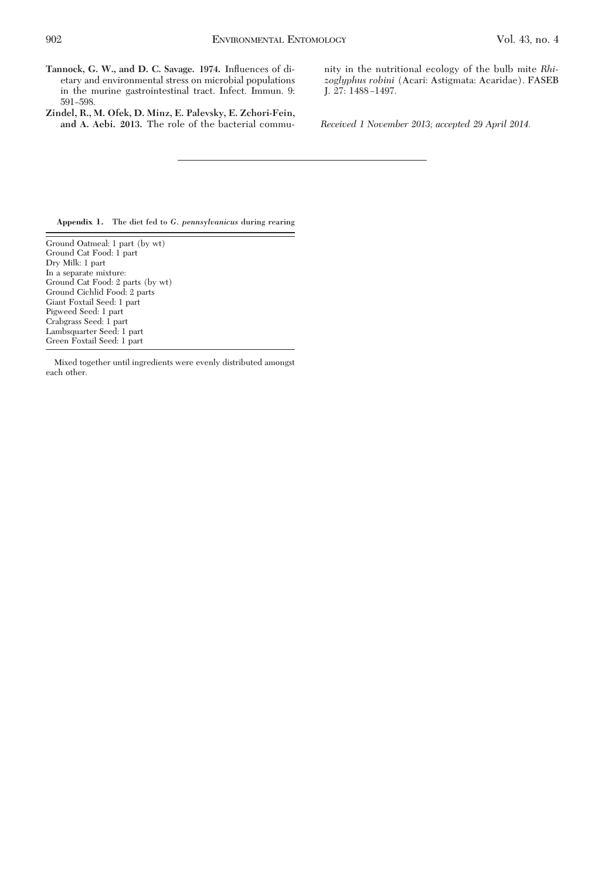**Tannock, G. W., and D. C. Savage. 1974.** Influences of dietary and environmental stress on microbial populations in the murine gastrointestinal tract. Infect. Immun. 9: 591–598.

**Zindel, R., M. Ofek, D. Minz, E. Palevsky, E. Zchori-Fein, and A. Aebi. 2013.** The role of the bacterial community in the nutritional ecology of the bulb mite *Rhizoglyphus robini* (Acari: Astigmata: Acaridae). FASEB J. 27: 1488–1497.

*Received 1 November 2013; accepted 29 April 2014.*

---

**Appendix 1. The diet fed to *G. pennsylvanicus* during rearing**

| |
|---|
| Ground Oatmeal: 1 part (by wt) |
| Ground Cat Food: 1 part |
| Dry Milk: 1 part |
| In a separate mixture: |
| Ground Cat Food: 2 parts (by wt) |
| Ground Cichlid Food: 2 parts |
| Giant Foxtail Seed: 1 part |
| Pigweed Seed: 1 part |
| Crabgrass Seed: 1 part |
| Lambsquarter Seed: 1 part |
| Green Foxtail Seed: 1 part |

Mixed together until ingredients were evenly distributed amongst each other.